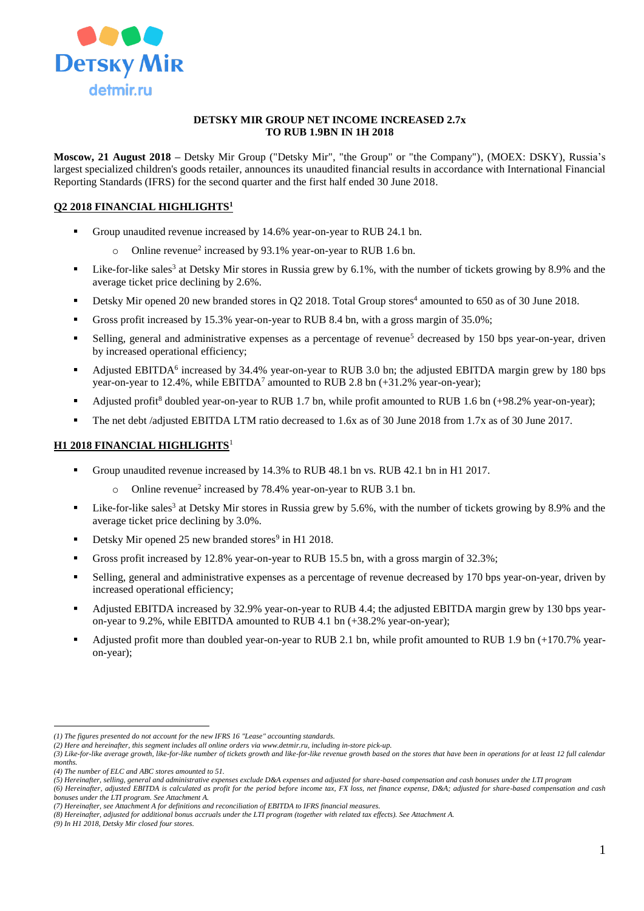Detsky Mir
detmir.ru

**DETSKY MIR GROUP NET INCOME INCREASED 2.7x TO RUB 1.9BN IN 1H 2018**

**Moscow, 21 August 2018 –** Detsky Mir Group ("Detsky Mir", "the Group" or "the Company"), (MOEX: DSKY), Russia's largest specialized children's goods retailer, announces its unaudited financial results in accordance with International Financial Reporting Standards (IFRS) for the second quarter and the first half ended 30 June 2018.

## Q2 2018 FINANCIAL HIGHLIGHTS[1]

- Group unaudited revenue increased by 14.6% year-on-year to RUB 24.1 bn.
  - Online revenue[2] increased by 93.1% year-on-year to RUB 1.6 bn.
- Like-for-like sales[3] at Detsky Mir stores in Russia grew by 6.1%, with the number of tickets growing by 8.9% and the average ticket price declining by 2.6%.
- Detsky Mir opened 20 new branded stores in Q2 2018. Total Group stores[4] amounted to 650 as of 30 June 2018.
- Gross profit increased by 15.3% year-on-year to RUB 8.4 bn, with a gross margin of 35.0%;
- Selling, general and administrative expenses as a percentage of revenue[5] decreased by 150 bps year-on-year, driven by increased operational efficiency;
- Adjusted EBITDA[6] increased by 34.4% year-on-year to RUB 3.0 bn; the adjusted EBITDA margin grew by 180 bps year-on-year to 12.4%, while EBITDA[7] amounted to RUB 2.8 bn (+31.2% year-on-year);
- Adjusted profit[8] doubled year-on-year to RUB 1.7 bn, while profit amounted to RUB 1.6 bn (+98.2% year-on-year);
- The net debt /adjusted EBITDA LTM ratio decreased to 1.6x as of 30 June 2018 from 1.7x as of 30 June 2017.

## H1 2018 FINANCIAL HIGHLIGHTS[1]

- Group unaudited revenue increased by 14.3% to RUB 48.1 bn vs. RUB 42.1 bn in H1 2017.
  - Online revenue[2] increased by 78.4% year-on-year to RUB 3.1 bn.
- Like-for-like sales[3] at Detsky Mir stores in Russia grew by 5.6%, with the number of tickets growing by 8.9% and the average ticket price declining by 3.0%.
- Detsky Mir opened 25 new branded stores[9] in H1 2018.
- Gross profit increased by 12.8% year-on-year to RUB 15.5 bn, with a gross margin of 32.3%;
- Selling, general and administrative expenses as a percentage of revenue decreased by 170 bps year-on-year, driven by increased operational efficiency;
- Adjusted EBITDA increased by 32.9% year-on-year to RUB 4.4; the adjusted EBITDA margin grew by 130 bps year-on-year to 9.2%, while EBITDA amounted to RUB 4.1 bn (+38.2% year-on-year);
- Adjusted profit more than doubled year-on-year to RUB 2.1 bn, while profit amounted to RUB 1.9 bn (+170.7% year-on-year);

---

*(1) The figures presented do not account for the new IFRS 16 "Lease" accounting standards.*
*(2) Here and hereinafter, this segment includes all online orders via www.detmir.ru, including in-store pick-up.*
*(3) Like-for-like average growth, like-for-like number of tickets growth and like-for-like revenue growth based on the stores that have been in operations for at least 12 full calendar months.*
*(4) The number of ELC and ABC stores amounted to 51.*
*(5) Hereinafter, selling, general and administrative expenses exclude D&A expenses and adjusted for share-based compensation and cash bonuses under the LTI program*
*(6) Hereinafter, adjusted EBITDA is calculated as profit for the period before income tax, FX loss, net finance expense, D&A; adjusted for share-based compensation and cash bonuses under the LTI program. See Attachment A.*
*(7) Hereinafter, see Attachment A for definitions and reconciliation of EBITDA to IFRS financial measures.*
*(8) Hereinafter, adjusted for additional bonus accruals under the LTI program (together with related tax effects). See Attachment A.*
*(9) In H1 2018, Detsky Mir closed four stores.*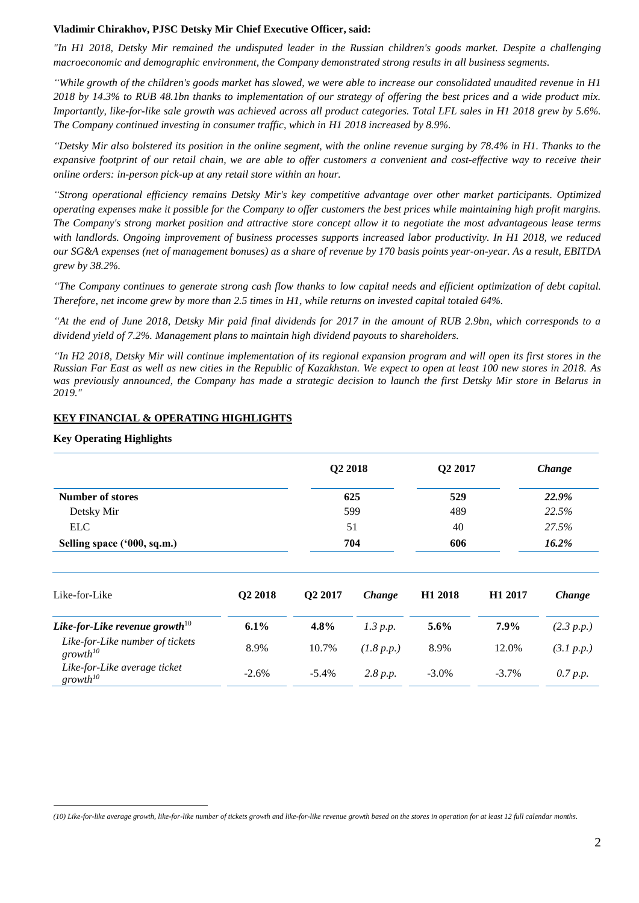**Vladimir Chirakhov, PJSC Detsky Mir Chief Executive Officer, said:**

*"In H1 2018, Detsky Mir remained the undisputed leader in the Russian children's goods market. Despite a challenging macroeconomic and demographic environment, the Company demonstrated strong results in all business segments.*

*"While growth of the children's goods market has slowed, we were able to increase our consolidated unaudited revenue in H1 2018 by 14.3% to RUB 48.1bn thanks to implementation of our strategy of offering the best prices and a wide product mix. Importantly, like-for-like sale growth was achieved across all product categories. Total LFL sales in H1 2018 grew by 5.6%. The Company continued investing in consumer traffic, which in H1 2018 increased by 8.9%.*

*"Detsky Mir also bolstered its position in the online segment, with the online revenue surging by 78.4% in H1. Thanks to the expansive footprint of our retail chain, we are able to offer customers a convenient and cost-effective way to receive their online orders: in-person pick-up at any retail store within an hour.*

*"Strong operational efficiency remains Detsky Mir's key competitive advantage over other market participants. Optimized operating expenses make it possible for the Company to offer customers the best prices while maintaining high profit margins. The Company's strong market position and attractive store concept allow it to negotiate the most advantageous lease terms with landlords. Ongoing improvement of business processes supports increased labor productivity. In H1 2018, we reduced our SG&A expenses (net of management bonuses) as a share of revenue by 170 basis points year-on-year. As a result, EBITDA grew by 38.2%.*

*"The Company continues to generate strong cash flow thanks to low capital needs and efficient optimization of debt capital. Therefore, net income grew by more than 2.5 times in H1, while returns on invested capital totaled 64%.*

*"At the end of June 2018, Detsky Mir paid final dividends for 2017 in the amount of RUB 2.9bn, which corresponds to a dividend yield of 7.2%. Management plans to maintain high dividend payouts to shareholders.*

*"In H2 2018, Detsky Mir will continue implementation of its regional expansion program and will open its first stores in the Russian Far East as well as new cities in the Republic of Kazakhstan. We expect to open at least 100 new stores in 2018. As was previously announced, the Company has made a strategic decision to launch the first Detsky Mir store in Belarus in 2019."*

## KEY FINANCIAL & OPERATING HIGHLIGHTS

**Key Operating Highlights**

| | Q2 2018 | Q2 2017 | *Change* |
|---|---|---|---|
| **Number of stores** | **625** | **529** | ***22.9%*** |
| Detsky Mir | 599 | 489 | *22.5%* |
| ELC | 51 | 40 | *27.5%* |
| **Selling space ('000, sq.m.)** | **704** | **606** | ***16.2%*** |

| Like-for-Like | Q2 2018 | Q2 2017 | *Change* | H1 2018 | H1 2017 | *Change* |
|---|---|---|---|---|---|---|
| ***Like-for-Like revenue growth***[10] | **6.1%** | **4.8%** | *1.3 p.p.* | **5.6%** | **7.9%** | *(2.3 p.p.)* |
| *Like-for-Like number of tickets growth*[10] | 8.9% | 10.7% | *(1.8 p.p.)* | 8.9% | 12.0% | *(3.1 p.p.)* |
| *Like-for-Like average ticket growth*[10] | -2.6% | -5.4% | *2.8 p.p.* | -3.0% | -3.7% | *0.7 p.p.* |

*(10) Like-for-like average growth, like-for-like number of tickets growth and like-for-like revenue growth based on the stores in operation for at least 12 full calendar months.*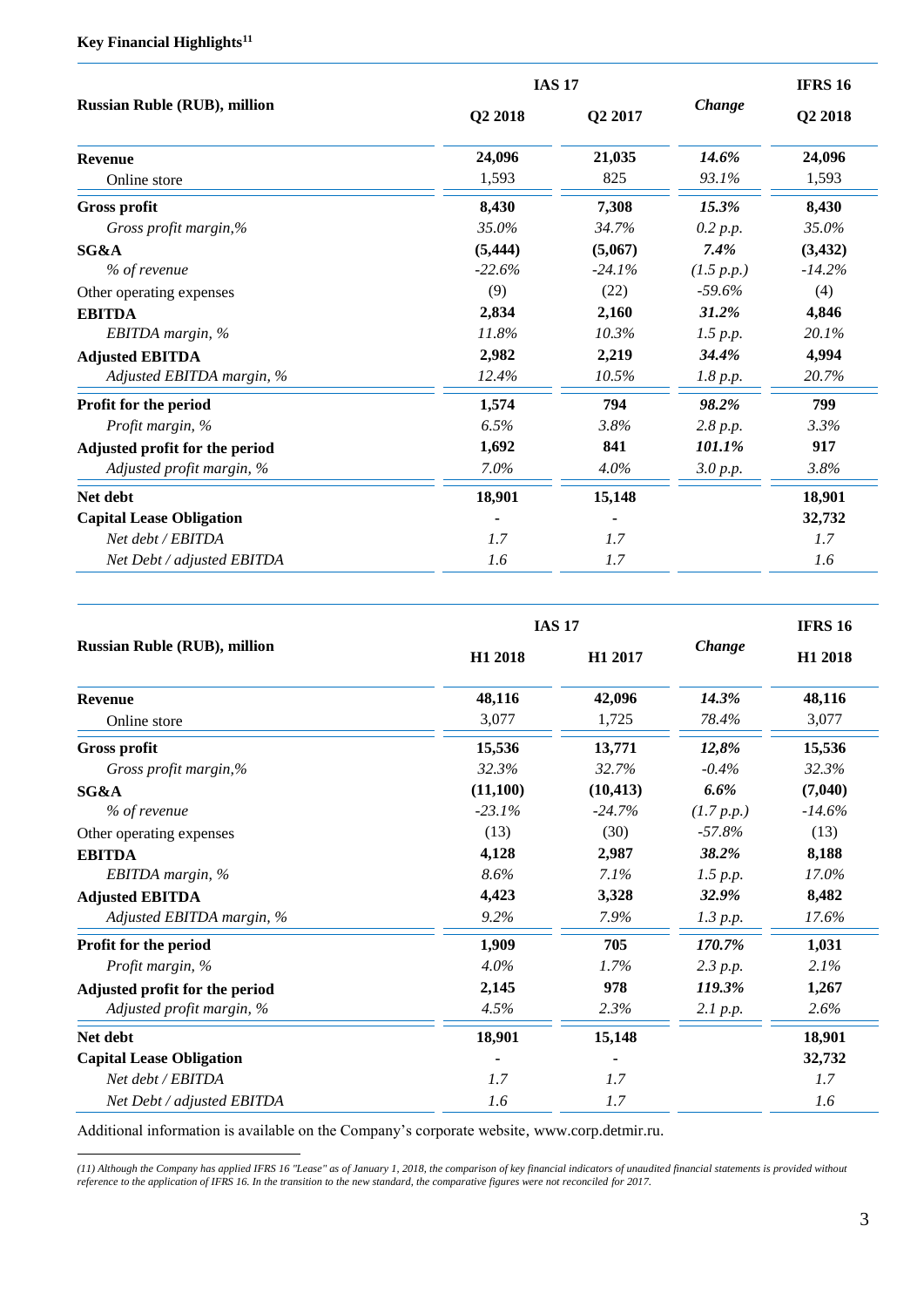**Key Financial Highlights[11]**

| Russian Ruble (RUB), million | IAS 17 | | | IFRS 16 |
|---|---|---|---|---|
| | Q2 2018 | Q2 2017 | *Change* | Q2 2018 |
| **Revenue** | **24,096** | **21,035** | ***14.6%*** | **24,096** |
| Online store | 1,593 | 825 | *93.1%* | 1,593 |
| **Gross profit** | **8,430** | **7,308** | ***15.3%*** | **8,430** |
| *Gross profit margin,%* | *35.0%* | *34.7%* | *0.2 p.p.* | *35.0%* |
| **SG&A** | **(5,444)** | **(5,067)** | ***7.4%*** | **(3,432)** |
| *% of revenue* | *-22.6%* | *-24.1%* | *(1.5 p.p.)* | *-14.2%* |
| Other operating expenses | (9) | (22) | *-59.6%* | (4) |
| **EBITDA** | **2,834** | **2,160** | ***31.2%*** | **4,846** |
| *EBITDA margin, %* | *11.8%* | *10.3%* | *1.5 p.p.* | *20.1%* |
| **Adjusted EBITDA** | **2,982** | **2,219** | ***34.4%*** | **4,994** |
| *Adjusted EBITDA margin, %* | *12.4%* | *10.5%* | *1.8 p.p.* | *20.7%* |
| **Profit for the period** | **1,574** | **794** | ***98.2%*** | **799** |
| *Profit margin, %* | *6.5%* | *3.8%* | *2.8 p.p.* | *3.3%* |
| **Adjusted profit for the period** | **1,692** | **841** | ***101.1%*** | **917** |
| *Adjusted profit margin, %* | *7.0%* | *4.0%* | *3.0 p.p.* | *3.8%* |
| **Net debt** | **18,901** | **15,148** | | **18,901** |
| **Capital Lease Obligation** | **-** | **-** | | **32,732** |
| *Net debt / EBITDA* | *1.7* | *1.7* | | *1.7* |
| *Net Debt / adjusted EBITDA* | *1.6* | *1.7* | | *1.6* |

| Russian Ruble (RUB), million | IAS 17 | | | IFRS 16 |
|---|---|---|---|---|
| | H1 2018 | H1 2017 | *Change* | H1 2018 |
| **Revenue** | **48,116** | **42,096** | ***14.3%*** | **48,116** |
| Online store | 3,077 | 1,725 | *78.4%* | 3,077 |
| **Gross profit** | **15,536** | **13,771** | ***12,8%*** | **15,536** |
| *Gross profit margin,%* | *32.3%* | *32.7%* | *-0.4%* | *32.3%* |
| **SG&A** | **(11,100)** | **(10,413)** | ***6.6%*** | **(7,040)** |
| *% of revenue* | *-23.1%* | *-24.7%* | *(1.7 p.p.)* | *-14.6%* |
| Other operating expenses | (13) | (30) | *-57.8%* | (13) |
| **EBITDA** | **4,128** | **2,987** | ***38.2%*** | **8,188** |
| *EBITDA margin, %* | *8.6%* | *7.1%* | *1.5 p.p.* | *17.0%* |
| **Adjusted EBITDA** | **4,423** | **3,328** | ***32.9%*** | **8,482** |
| *Adjusted EBITDA margin, %* | *9.2%* | *7.9%* | *1.3 p.p.* | *17.6%* |
| **Profit for the period** | **1,909** | **705** | ***170.7%*** | **1,031** |
| *Profit margin, %* | *4.0%* | *1.7%* | *2.3 p.p.* | *2.1%* |
| **Adjusted profit for the period** | **2,145** | **978** | ***119.3%*** | **1,267** |
| *Adjusted profit margin, %* | *4.5%* | *2.3%* | *2.1 p.p.* | *2.6%* |
| **Net debt** | **18,901** | **15,148** | | **18,901** |
| **Capital Lease Obligation** | **-** | **-** | | **32,732** |
| *Net debt / EBITDA* | *1.7* | *1.7* | | *1.7* |
| *Net Debt / adjusted EBITDA* | *1.6* | *1.7* | | *1.6* |

Additional information is available on the Company's corporate website, www.corp.detmir.ru.

*(11) Although the Company has applied IFRS 16 "Lease" as of January 1, 2018, the comparison of key financial indicators of unaudited financial statements is provided without reference to the application of IFRS 16. In the transition to the new standard, the comparative figures were not reconciled for 2017.*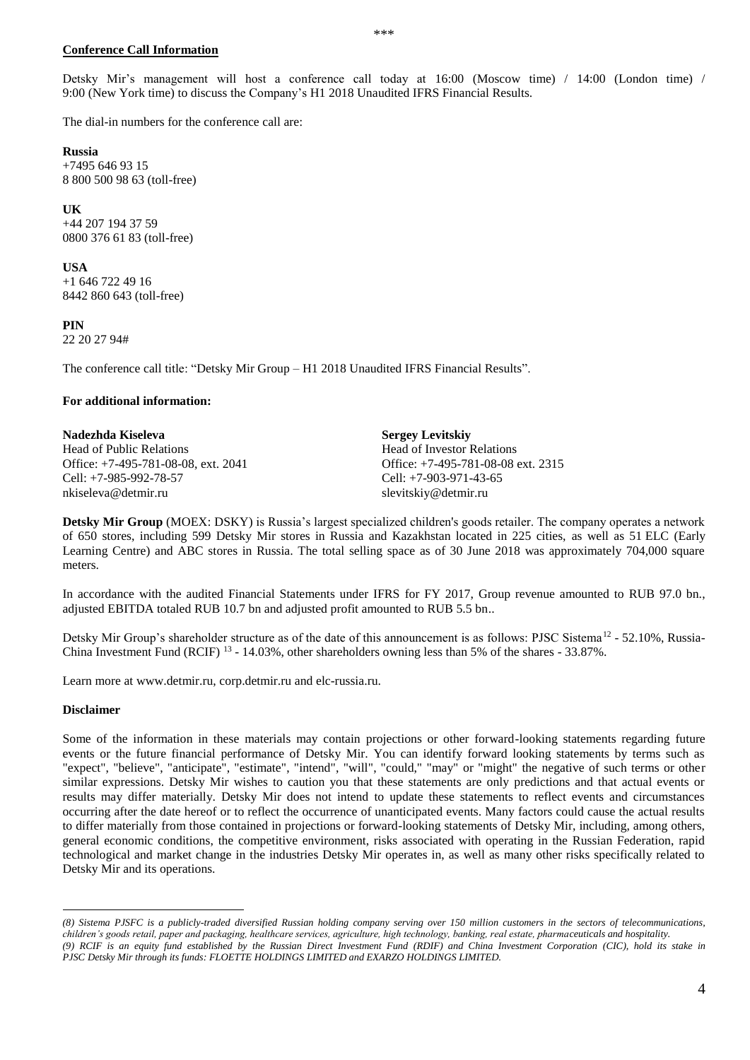***

**Conference Call Information**

Detsky Mir's management will host a conference call today at 16:00 (Moscow time) / 14:00 (London time) / 9:00 (New York time) to discuss the Company's H1 2018 Unaudited IFRS Financial Results.

The dial-in numbers for the conference call are:

**Russia**
+7495 646 93 15
8 800 500 98 63 (toll-free)

**UK**
+44 207 194 37 59
0800 376 61 83 (toll-free)

**USA**
+1 646 722 49 16
8442 860 643 (toll-free)

**PIN**
22 20 27 94#

The conference call title: "Detsky Mir Group – H1 2018 Unaudited IFRS Financial Results".

**For additional information:**

**Nadezhda Kiseleva**
Head of Public Relations
Office: +7-495-781-08-08, ext. 2041
Cell: +7-985-992-78-57
nkiseleva@detmir.ru

**Sergey Levitskiy**
Head of Investor Relations
Office: +7-495-781-08-08 ext. 2315
Cell: +7-903-971-43-65
slevitskiy@detmir.ru

**Detsky Mir Group** (MOEX: DSKY) is Russia's largest specialized children's goods retailer. The company operates a network of 650 stores, including 599 Detsky Mir stores in Russia and Kazakhstan located in 225 cities, as well as 51 ELC (Early Learning Centre) and ABC stores in Russia. The total selling space as of 30 June 2018 was approximately 704,000 square meters.

In accordance with the audited Financial Statements under IFRS for FY 2017, Group revenue amounted to RUB 97.0 bn., adjusted EBITDA totaled RUB 10.7 bn and adjusted profit amounted to RUB 5.5 bn..

Detsky Mir Group's shareholder structure as of the date of this announcement is as follows: PJSC Sistema[12] - 52.10%, Russia-China Investment Fund (RCIF) [13] - 14.03%, other shareholders owning less than 5% of the shares - 33.87%.

Learn more at www.detmir.ru, corp.detmir.ru and elc-russia.ru.

**Disclaimer**

Some of the information in these materials may contain projections or other forward-looking statements regarding future events or the future financial performance of Detsky Mir. You can identify forward looking statements by terms such as "expect", "believe", "anticipate", "estimate", "intend", "will", "could," "may" or "might" the negative of such terms or other similar expressions. Detsky Mir wishes to caution you that these statements are only predictions and that actual events or results may differ materially. Detsky Mir does not intend to update these statements to reflect events and circumstances occurring after the date hereof or to reflect the occurrence of unanticipated events. Many factors could cause the actual results to differ materially from those contained in projections or forward-looking statements of Detsky Mir, including, among others, general economic conditions, the competitive environment, risks associated with operating in the Russian Federation, rapid technological and market change in the industries Detsky Mir operates in, as well as many other risks specifically related to Detsky Mir and its operations.

---

*(8) Sistema PJSFC is a publicly-traded diversified Russian holding company serving over 150 million customers in the sectors of telecommunications, children's goods retail, paper and packaging, healthcare services, agriculture, high technology, banking, real estate, pharmaceuticals and hospitality.*

*(9) RCIF is an equity fund established by the Russian Direct Investment Fund (RDIF) and China Investment Corporation (CIC), hold its stake in PJSC Detsky Mir through its funds: FLOETTE HOLDINGS LIMITED and EXARZO HOLDINGS LIMITED.*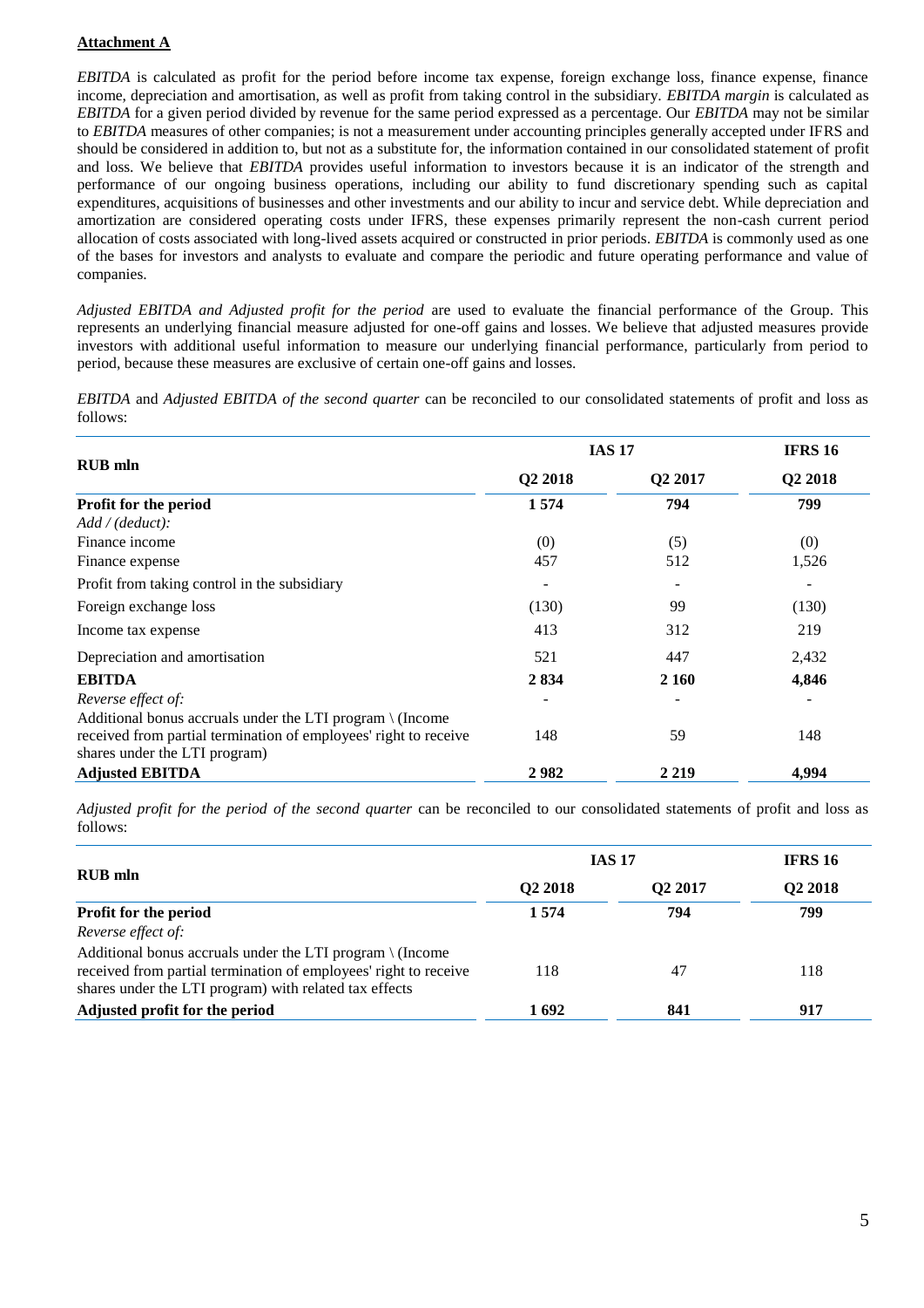**Attachment A**

*EBITDA* is calculated as profit for the period before income tax expense, foreign exchange loss, finance expense, finance income, depreciation and amortisation, as well as profit from taking control in the subsidiary. *EBITDA margin* is calculated as *EBITDA* for a given period divided by revenue for the same period expressed as a percentage. Our *EBITDA* may not be similar to *EBITDA* measures of other companies; is not a measurement under accounting principles generally accepted under IFRS and should be considered in addition to, but not as a substitute for, the information contained in our consolidated statement of profit and loss. We believe that *EBITDA* provides useful information to investors because it is an indicator of the strength and performance of our ongoing business operations, including our ability to fund discretionary spending such as capital expenditures, acquisitions of businesses and other investments and our ability to incur and service debt. While depreciation and amortization are considered operating costs under IFRS, these expenses primarily represent the non-cash current period allocation of costs associated with long-lived assets acquired or constructed in prior periods. *EBITDA* is commonly used as one of the bases for investors and analysts to evaluate and compare the periodic and future operating performance and value of companies.

*Adjusted EBITDA and Adjusted profit for the period* are used to evaluate the financial performance of the Group. This represents an underlying financial measure adjusted for one-off gains and losses. We believe that adjusted measures provide investors with additional useful information to measure our underlying financial performance, particularly from period to period, because these measures are exclusive of certain one-off gains and losses.

*EBITDA* and *Adjusted EBITDA of the second quarter* can be reconciled to our consolidated statements of profit and loss as follows:

| RUB mln | IAS 17 | | IFRS 16 |
|---|---|---|---|
| | Q2 2018 | Q2 2017 | Q2 2018 |
| **Profit for the period** | **1 574** | **794** | **799** |
| *Add / (deduct):* | | | |
| Finance income | (0) | (5) | (0) |
| Finance expense | 457 | 512 | 1,526 |
| Profit from taking control in the subsidiary | - | - | - |
| Foreign exchange loss | (130) | 99 | (130) |
| Income tax expense | 413 | 312 | 219 |
| Depreciation and amortisation | 521 | 447 | 2,432 |
| **EBITDA** | **2 834** | **2 160** | **4,846** |
| *Reverse effect of:* | - | - | - |
| Additional bonus accruals under the LTI program \ (Income received from partial termination of employees' right to receive shares under the LTI program) | 148 | 59 | 148 |
| **Adjusted EBITDA** | **2 982** | **2 219** | **4,994** |

*Adjusted profit for the period of the second quarter* can be reconciled to our consolidated statements of profit and loss as follows:

| RUB mln | IAS 17 | | IFRS 16 |
|---|---|---|---|
| | Q2 2018 | Q2 2017 | Q2 2018 |
| **Profit for the period** | **1 574** | **794** | **799** |
| *Reverse effect of:* | | | |
| Additional bonus accruals under the LTI program \ (Income received from partial termination of employees' right to receive shares under the LTI program) with related tax effects | 118 | 47 | 118 |
| **Adjusted profit for the period** | **1 692** | **841** | **917** |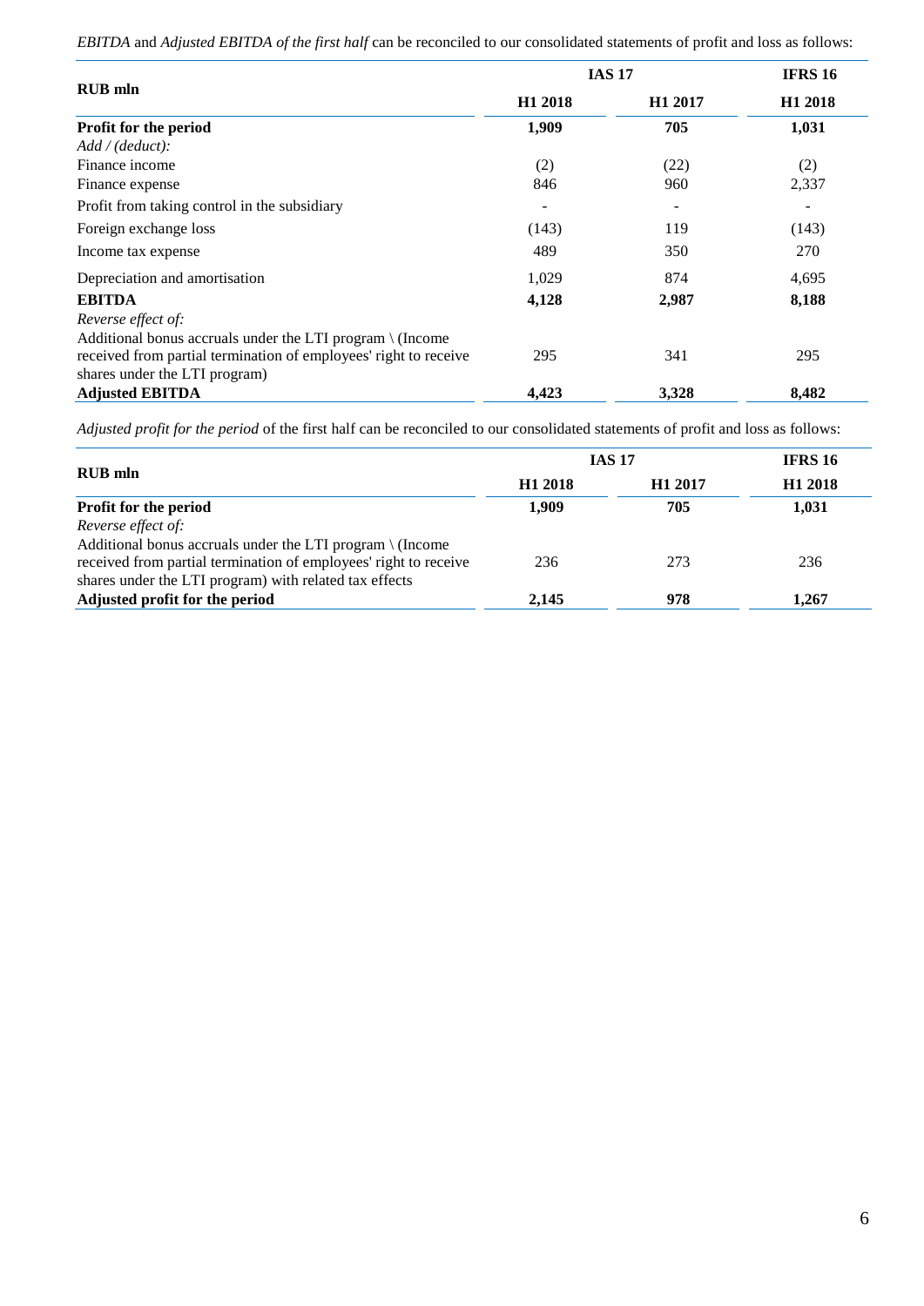*EBITDA* and *Adjusted EBITDA of the first half* can be reconciled to our consolidated statements of profit and loss as follows:

| RUB mln | IAS 17 | | IFRS 16 |
|---|---|---|---|
| | **H1 2018** | **H1 2017** | **H1 2018** |
| **Profit for the period** | **1,909** | **705** | **1,031** |
| *Add / (deduct):* | | | |
| Finance income | (2) | (22) | (2) |
| Finance expense | 846 | 960 | 2,337 |
| Profit from taking control in the subsidiary | - | - | - |
| Foreign exchange loss | (143) | 119 | (143) |
| Income tax expense | 489 | 350 | 270 |
| Depreciation and amortisation | 1,029 | 874 | 4,695 |
| **EBITDA** | **4,128** | **2,987** | **8,188** |
| *Reverse effect of:* | | | |
| Additional bonus accruals under the LTI program \ (Income received from partial termination of employees' right to receive shares under the LTI program) | 295 | 341 | 295 |
| **Adjusted EBITDA** | **4,423** | **3,328** | **8,482** |

*Adjusted profit for the period* of the first half can be reconciled to our consolidated statements of profit and loss as follows:

| RUB mln | IAS 17 | | IFRS 16 |
|---|---|---|---|
| | **H1 2018** | **H1 2017** | **H1 2018** |
| **Profit for the period** | **1,909** | **705** | **1,031** |
| *Reverse effect of:* | | | |
| Additional bonus accruals under the LTI program \ (Income received from partial termination of employees' right to receive shares under the LTI program) with related tax effects | 236 | 273 | 236 |
| **Adjusted profit for the period** | **2,145** | **978** | **1,267** |